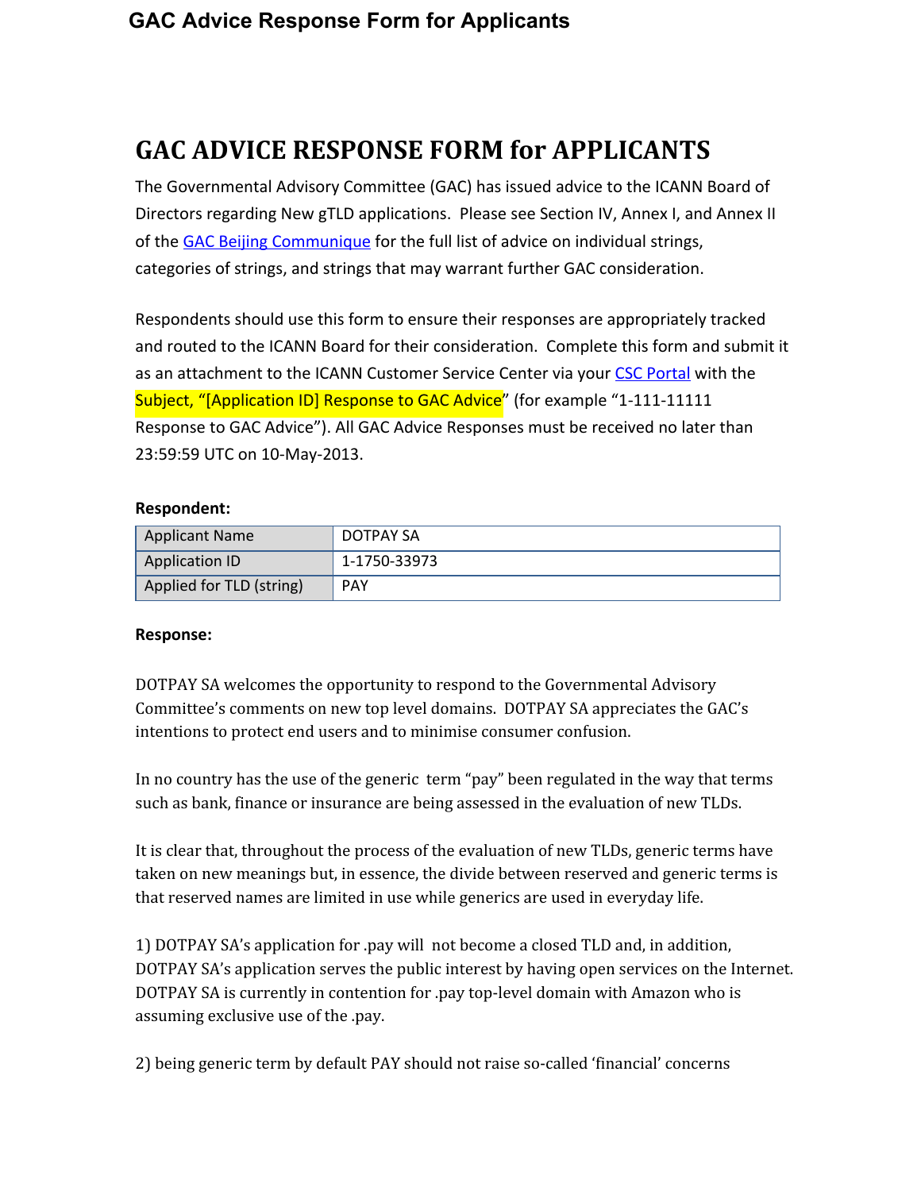# GAC ADVICE RESPONSE FORM for APPLICANTS

The Governmental Advisory Committee (GAC) has issued advice to the ICANN Board of Directors regarding New gTLD applications. Please see Section IV, Annex I, and Annex II of the GAC Beijing Communique for the full list of advice on individual strings, categories of strings, and strings that may warrant further GAC consideration.

Respondents should use this form to ensure their responses are appropriately tracked and routed to the ICANN Board for their consideration. Complete this form and submit it as an attachment to the ICANN Customer Service Center via your CSC Portal with the Subject, "[Application ID] Response to GAC Advice" (for example "1-111-11111 Response to GAC Advice"). All GAC Advice Responses must be received no later than 23:59:59 UTC on 10-May-2013.

**Respondent:**

| Applicant Name | DOTPAY SA |
|---|---|
| Application ID | 1-1750-33973 |
| Applied for TLD (string) | PAY |

**Response:**

DOTPAY SA welcomes the opportunity to respond to the Governmental Advisory Committee's comments on new top level domains. DOTPAY SA appreciates the GAC's intentions to protect end users and to minimise consumer confusion.

In no country has the use of the generic term "pay" been regulated in the way that terms such as bank, finance or insurance are being assessed in the evaluation of new TLDs.

It is clear that, throughout the process of the evaluation of new TLDs, generic terms have taken on new meanings but, in essence, the divide between reserved and generic terms is that reserved names are limited in use while generics are used in everyday life.

1) DOTPAY SA's application for .pay will not become a closed TLD and, in addition, DOTPAY SA's application serves the public interest by having open services on the Internet. DOTPAY SA is currently in contention for .pay top-level domain with Amazon who is assuming exclusive use of the .pay.

2) being generic term by default PAY should not raise so-called 'financial' concerns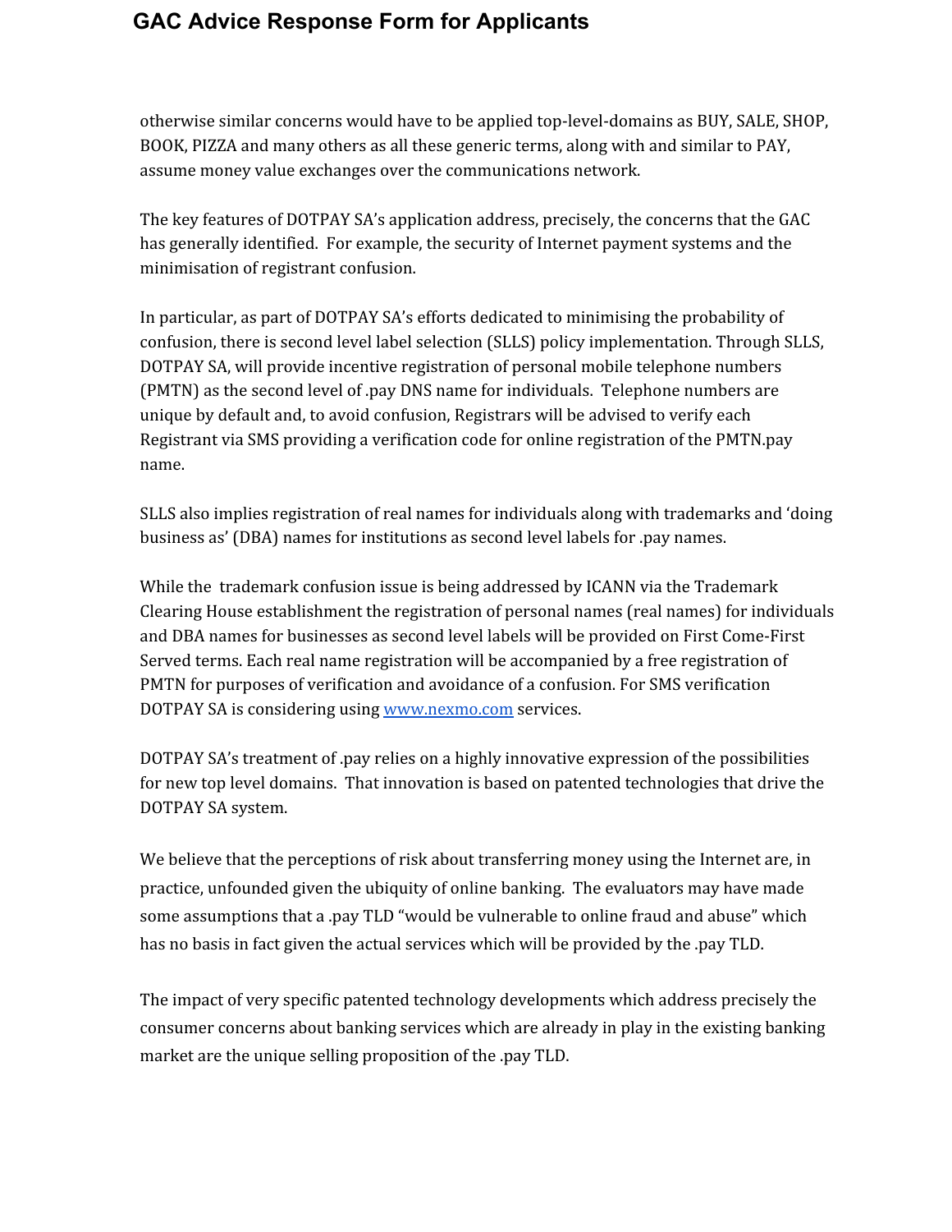otherwise similar concerns would have to be applied top-level-domains as BUY, SALE, SHOP, BOOK, PIZZA and many others as all these generic terms, along with and similar to PAY, assume money value exchanges over the communications network.

The key features of DOTPAY SA's application address, precisely, the concerns that the GAC has generally identified. For example, the security of Internet payment systems and the minimisation of registrant confusion.

In particular, as part of DOTPAY SA's efforts dedicated to minimising the probability of confusion, there is second level label selection (SLLS) policy implementation. Through SLLS, DOTPAY SA, will provide incentive registration of personal mobile telephone numbers (PMTN) as the second level of .pay DNS name for individuals. Telephone numbers are unique by default and, to avoid confusion, Registrars will be advised to verify each Registrant via SMS providing a verification code for online registration of the PMTN.pay name.

SLLS also implies registration of real names for individuals along with trademarks and 'doing business as' (DBA) names for institutions as second level labels for .pay names.

While the trademark confusion issue is being addressed by ICANN via the Trademark Clearing House establishment the registration of personal names (real names) for individuals and DBA names for businesses as second level labels will be provided on First Come-First Served terms. Each real name registration will be accompanied by a free registration of PMTN for purposes of verification and avoidance of a confusion. For SMS verification DOTPAY SA is considering using [www.nexmo.com](http://www.nexmo.com) services.

DOTPAY SA's treatment of .pay relies on a highly innovative expression of the possibilities for new top level domains. That innovation is based on patented technologies that drive the DOTPAY SA system.

We believe that the perceptions of risk about transferring money using the Internet are, in practice, unfounded given the ubiquity of online banking. The evaluators may have made some assumptions that a .pay TLD "would be vulnerable to online fraud and abuse" which has no basis in fact given the actual services which will be provided by the .pay TLD.

The impact of very specific patented technology developments which address precisely the consumer concerns about banking services which are already in play in the existing banking market are the unique selling proposition of the .pay TLD.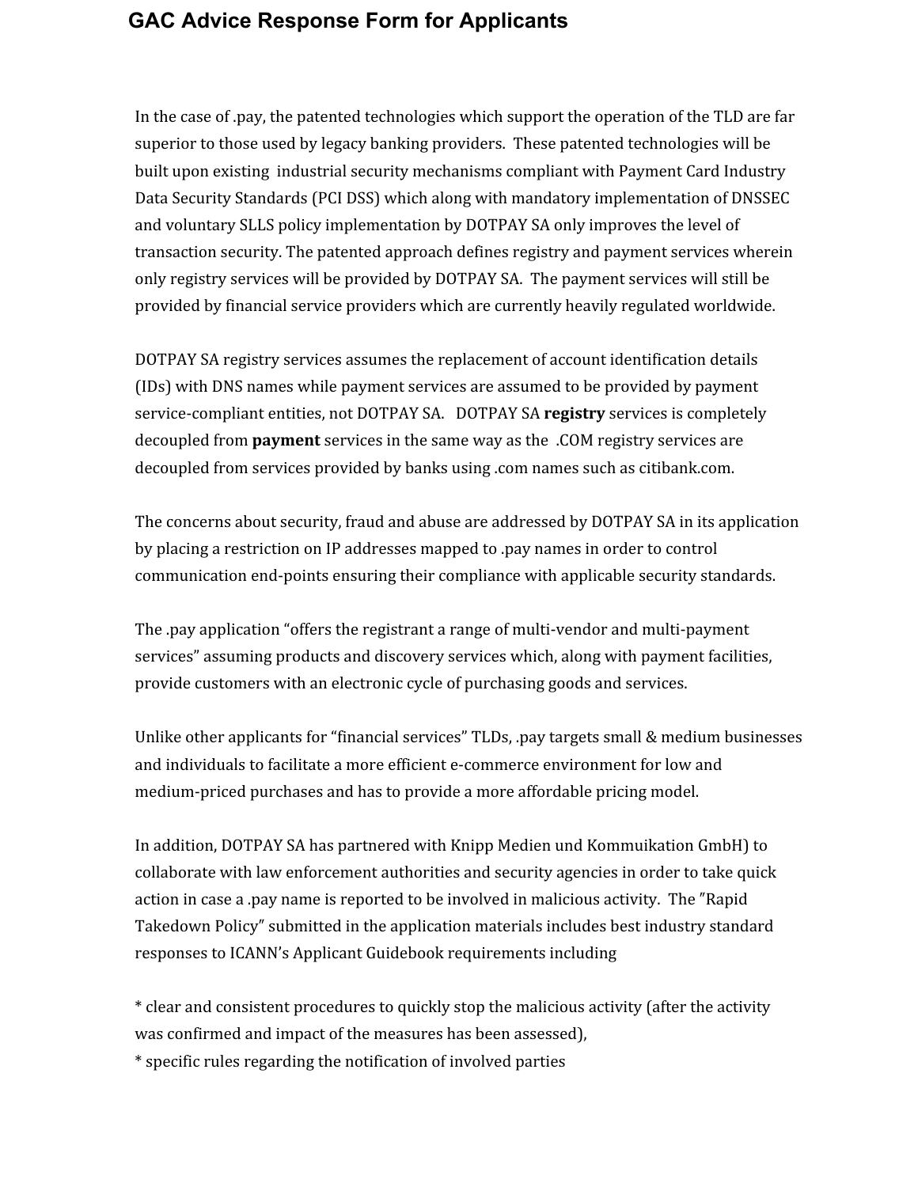# GAC Advice Response Form for Applicants

In the case of .pay, the patented technologies which support the operation of the TLD are far superior to those used by legacy banking providers. These patented technologies will be built upon existing industrial security mechanisms compliant with Payment Card Industry Data Security Standards (PCI DSS) which along with mandatory implementation of DNSSEC and voluntary SLLS policy implementation by DOTPAY SA only improves the level of transaction security. The patented approach defines registry and payment services wherein only registry services will be provided by DOTPAY SA. The payment services will still be provided by financial service providers which are currently heavily regulated worldwide.

DOTPAY SA registry services assumes the replacement of account identification details (IDs) with DNS names while payment services are assumed to be provided by payment service-compliant entities, not DOTPAY SA. DOTPAY SA **registry** services is completely decoupled from **payment** services in the same way as the .COM registry services are decoupled from services provided by banks using .com names such as citibank.com.

The concerns about security, fraud and abuse are addressed by DOTPAY SA in its application by placing a restriction on IP addresses mapped to .pay names in order to control communication end-points ensuring their compliance with applicable security standards.

The .pay application "offers the registrant a range of multi-vendor and multi-payment services" assuming products and discovery services which, along with payment facilities, provide customers with an electronic cycle of purchasing goods and services.

Unlike other applicants for "financial services" TLDs, .pay targets small & medium businesses and individuals to facilitate a more efficient e-commerce environment for low and medium-priced purchases and has to provide a more affordable pricing model.

In addition, DOTPAY SA has partnered with Knipp Medien und Kommuikation GmbH) to collaborate with law enforcement authorities and security agencies in order to take quick action in case a .pay name is reported to be involved in malicious activity. The "Rapid Takedown Policy" submitted in the application materials includes best industry standard responses to ICANN's Applicant Guidebook requirements including

* clear and consistent procedures to quickly stop the malicious activity (after the activity was confirmed and impact of the measures has been assessed),
* specific rules regarding the notification of involved parties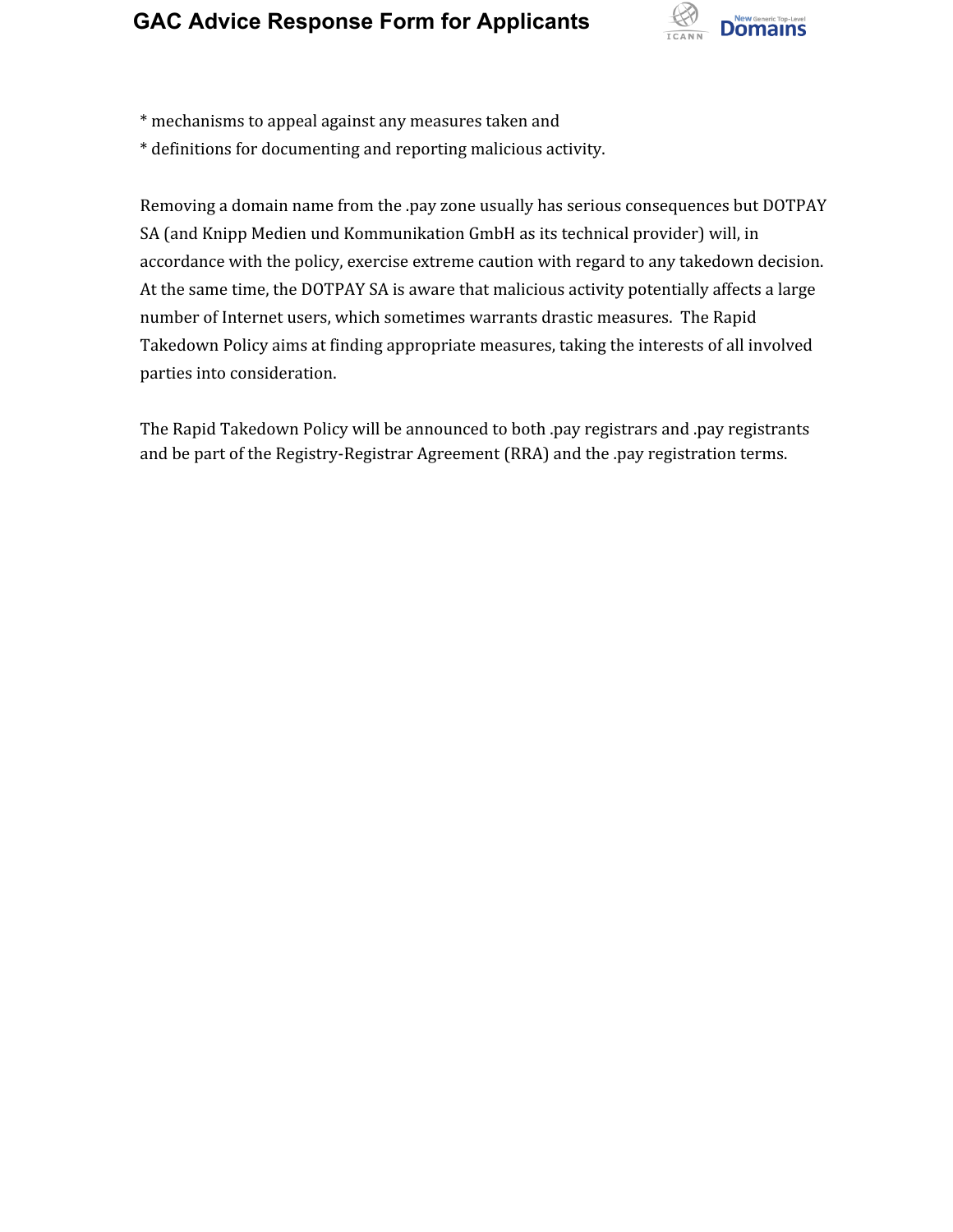* mechanisms to appeal against any measures taken and
* definitions for documenting and reporting malicious activity.

Removing a domain name from the .pay zone usually has serious consequences but DOTPAY SA (and Knipp Medien und Kommunikation GmbH as its technical provider) will, in accordance with the policy, exercise extreme caution with regard to any takedown decision. At the same time, the DOTPAY SA is aware that malicious activity potentially affects a large number of Internet users, which sometimes warrants drastic measures. The Rapid Takedown Policy aims at finding appropriate measures, taking the interests of all involved parties into consideration.

The Rapid Takedown Policy will be announced to both .pay registrars and .pay registrants and be part of the Registry-Registrar Agreement (RRA) and the .pay registration terms.